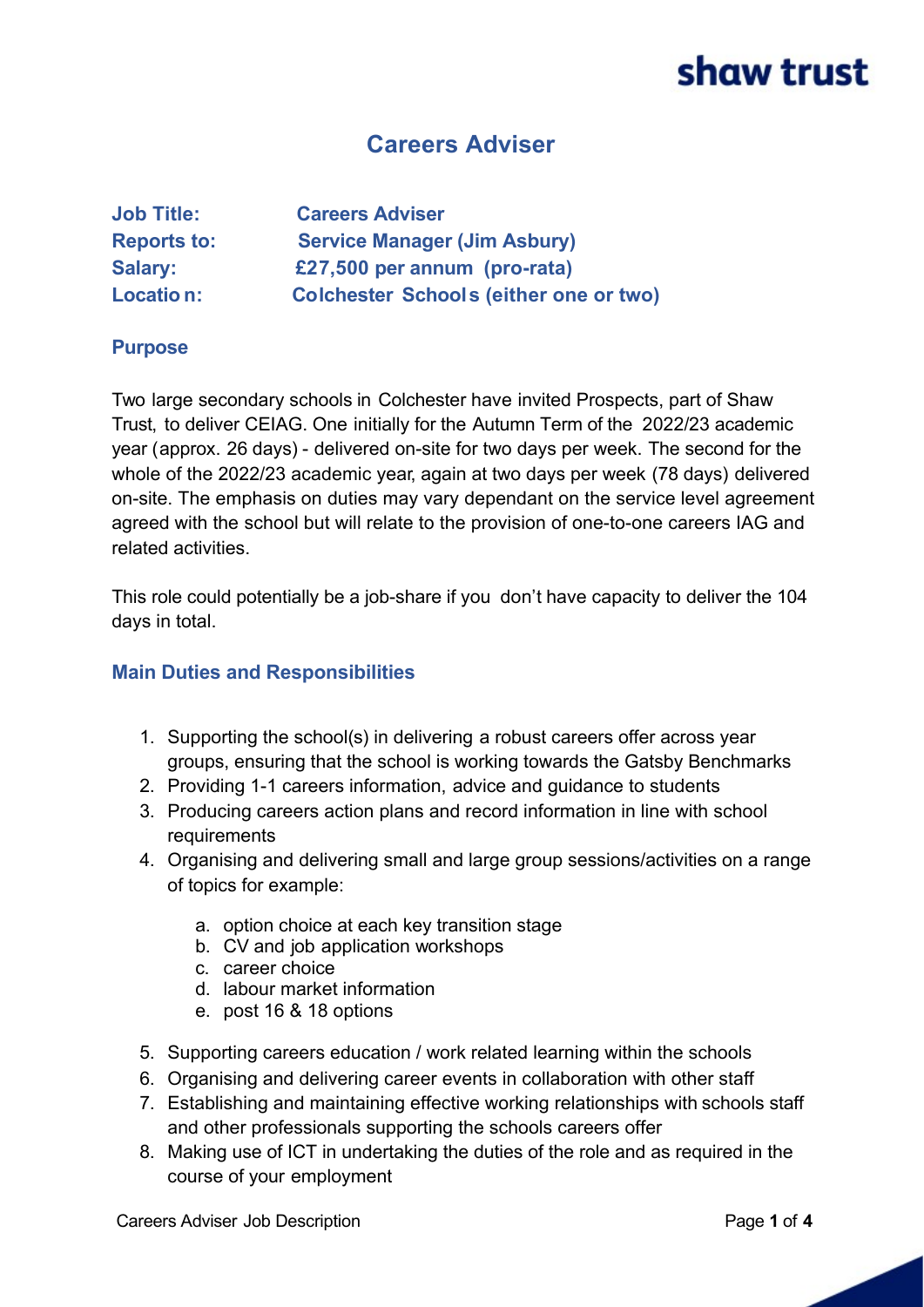shaw trust

# Careers Adviser

| | |
|---|---|
| **Job Title:** | **Careers Adviser** |
| **Reports to:** | **Service Manager (Jim Asbury)** |
| **Salary:** | **£27,500 per annum (pro-rata)** |
| **Location:** | **Colchester Schools (either one or two)** |

## Purpose

Two large secondary schools in Colchester have invited Prospects, part of Shaw Trust, to deliver CEIAG. One initially for the Autumn Term of the 2022/23 academic year (approx. 26 days) - delivered on-site for two days per week. The second for the whole of the 2022/23 academic year, again at two days per week (78 days) delivered on-site. The emphasis on duties may vary dependant on the service level agreement agreed with the school but will relate to the provision of one-to-one careers IAG and related activities.

This role could potentially be a job-share if you don't have capacity to deliver the 104 days in total.

## Main Duties and Responsibilities

1. Supporting the school(s) in delivering a robust careers offer across year groups, ensuring that the school is working towards the Gatsby Benchmarks
2. Providing 1-1 careers information, advice and guidance to students
3. Producing careers action plans and record information in line with school requirements
4. Organising and delivering small and large group sessions/activities on a range of topics for example:
   a. option choice at each key transition stage
   b. CV and job application workshops
   c. career choice
   d. labour market information
   e. post 16 & 18 options
5. Supporting careers education / work related learning within the schools
6. Organising and delivering career events in collaboration with other staff
7. Establishing and maintaining effective working relationships with schools staff and other professionals supporting the schools careers offer
8. Making use of ICT in undertaking the duties of the role and as required in the course of your employment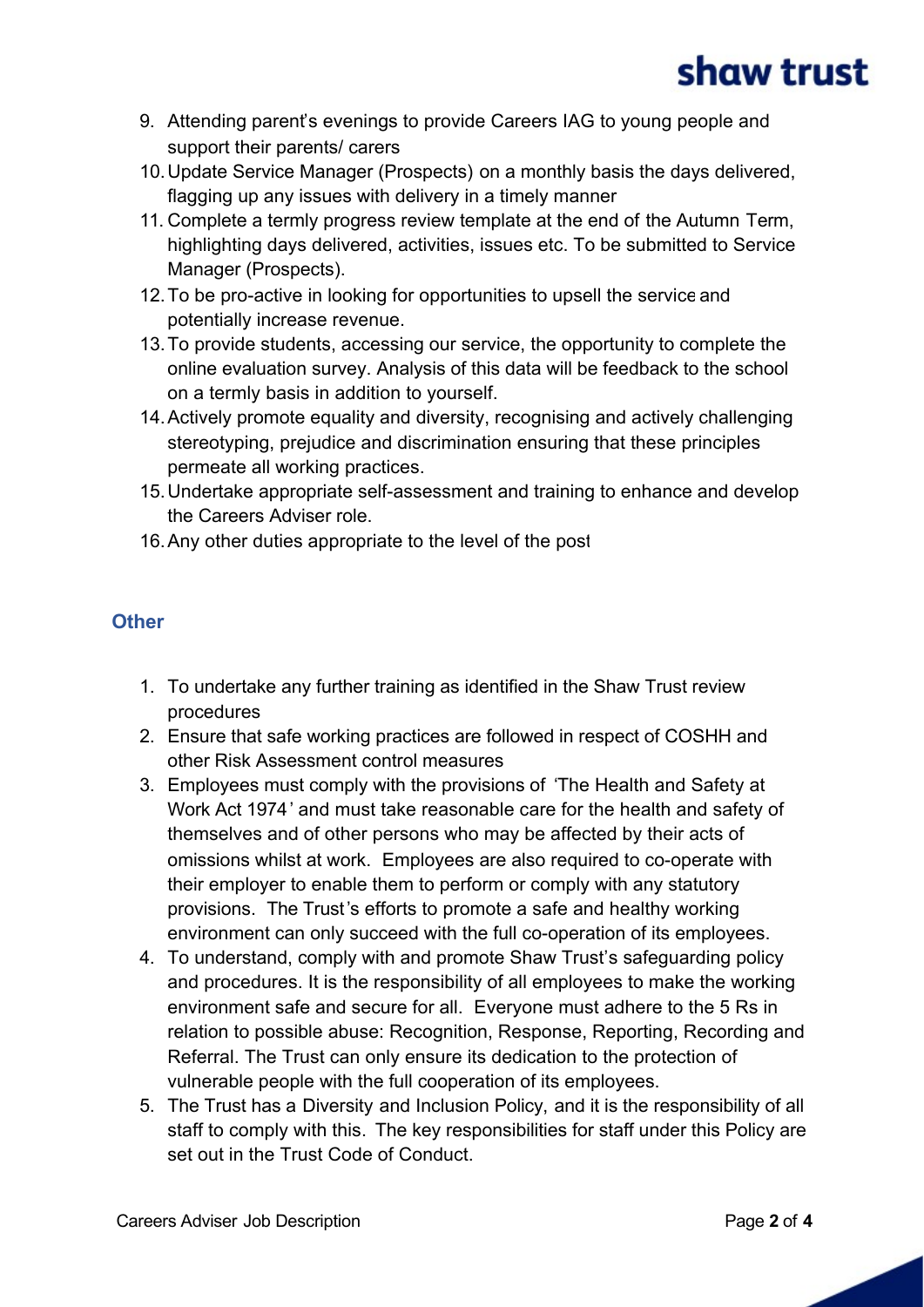9. Attending parent's evenings to provide Careers IAG to young people and support their parents/ carers
10. Update Service Manager (Prospects) on a monthly basis the days delivered, flagging up any issues with delivery in a timely manner
11. Complete a termly progress review template at the end of the Autumn Term, highlighting days delivered, activities, issues etc. To be submitted to Service Manager (Prospects).
12. To be pro-active in looking for opportunities to upsell the service and potentially increase revenue.
13. To provide students, accessing our service, the opportunity to complete the online evaluation survey. Analysis of this data will be feedback to the school on a termly basis in addition to yourself.
14. Actively promote equality and diversity, recognising and actively challenging stereotyping, prejudice and discrimination ensuring that these principles permeate all working practices.
15. Undertake appropriate self-assessment and training to enhance and develop the Careers Adviser role.
16. Any other duties appropriate to the level of the post

## Other

1. To undertake any further training as identified in the Shaw Trust review procedures
2. Ensure that safe working practices are followed in respect of COSHH and other Risk Assessment control measures
3. Employees must comply with the provisions of 'The Health and Safety at Work Act 1974' and must take reasonable care for the health and safety of themselves and of other persons who may be affected by their acts of omissions whilst at work. Employees are also required to co-operate with their employer to enable them to perform or comply with any statutory provisions. The Trust's efforts to promote a safe and healthy working environment can only succeed with the full co-operation of its employees.
4. To understand, comply with and promote Shaw Trust's safeguarding policy and procedures. It is the responsibility of all employees to make the working environment safe and secure for all. Everyone must adhere to the 5 Rs in relation to possible abuse: Recognition, Response, Reporting, Recording and Referral. The Trust can only ensure its dedication to the protection of vulnerable people with the full cooperation of its employees.
5. The Trust has a Diversity and Inclusion Policy, and it is the responsibility of all staff to comply with this. The key responsibilities for staff under this Policy are set out in the Trust Code of Conduct.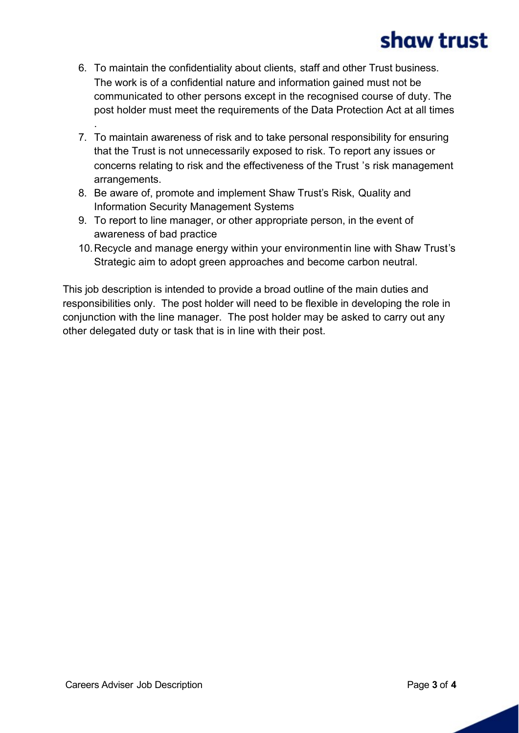6. To maintain the confidentiality about clients, staff and other Trust business. The work is of a confidential nature and information gained must not be communicated to other persons except in the recognised course of duty. The post holder must meet the requirements of the Data Protection Act at all times .
7. To maintain awareness of risk and to take personal responsibility for ensuring that the Trust is not unnecessarily exposed to risk. To report any issues or concerns relating to risk and the effectiveness of the Trust 's risk management arrangements.
8. Be aware of, promote and implement Shaw Trust's Risk, Quality and Information Security Management Systems
9. To report to line manager, or other appropriate person, in the event of awareness of bad practice
10. Recycle and manage energy within your environmentin line with Shaw Trust's Strategic aim to adopt green approaches and become carbon neutral.

This job description is intended to provide a broad outline of the main duties and responsibilities only. The post holder will need to be flexible in developing the role in conjunction with the line manager. The post holder may be asked to carry out any other delegated duty or task that is in line with their post.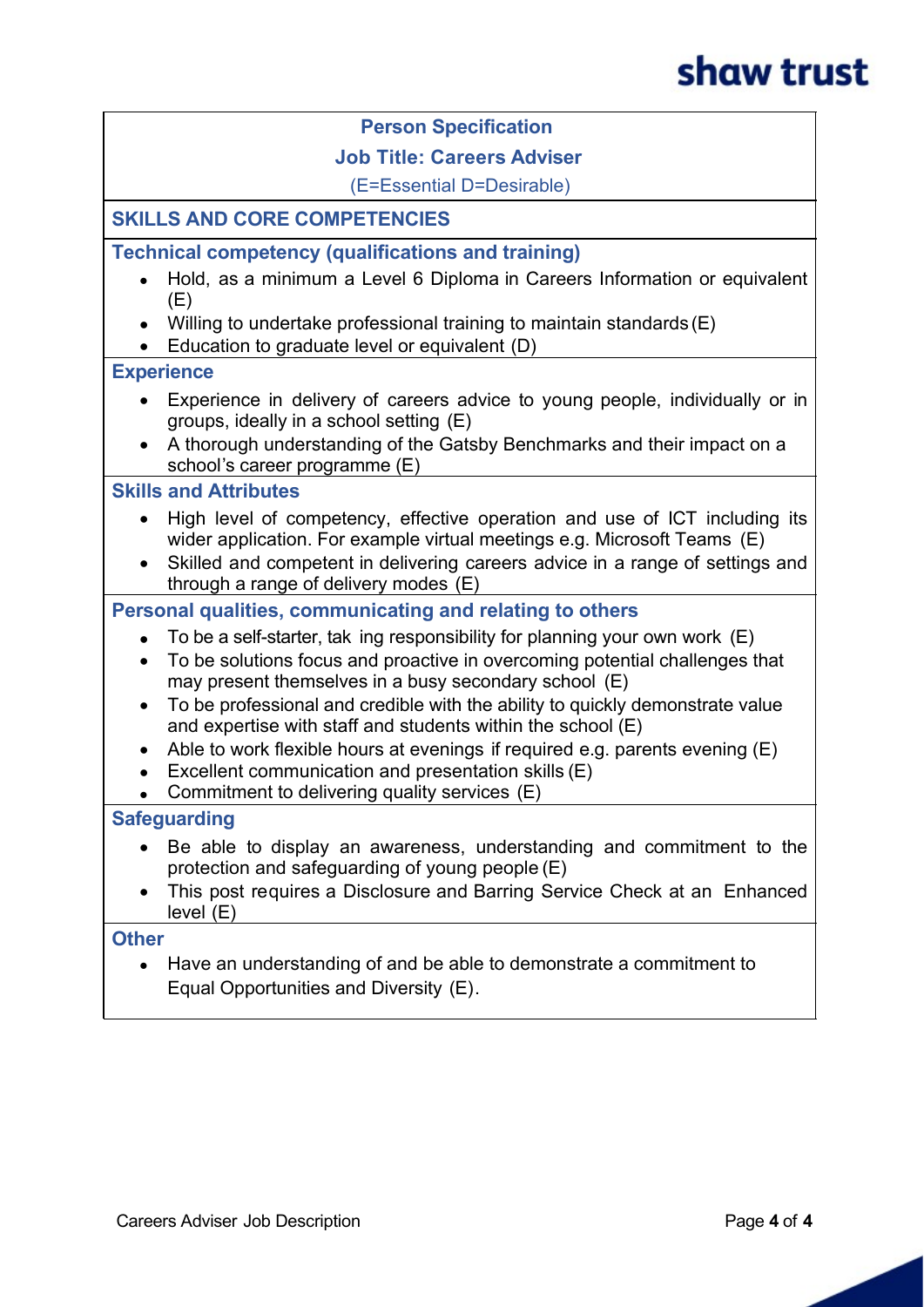## Person Specification

### Job Title: Careers Adviser

(E=Essential D=Desirable)

## SKILLS AND CORE COMPETENCIES

### Technical competency (qualifications and training)

- Hold, as a minimum a Level 6 Diploma in Careers Information or equivalent (E)
- Willing to undertake professional training to maintain standards (E)
- Education to graduate level or equivalent (D)

### Experience

- Experience in delivery of careers advice to young people, individually or in groups, ideally in a school setting (E)
- A thorough understanding of the Gatsby Benchmarks and their impact on a school's career programme (E)

### Skills and Attributes

- High level of competency, effective operation and use of ICT including its wider application. For example virtual meetings e.g. Microsoft Teams (E)
- Skilled and competent in delivering careers advice in a range of settings and through a range of delivery modes (E)

### Personal qualities, communicating and relating to others

- To be a self-starter, tak ing responsibility for planning your own work (E)
- To be solutions focus and proactive in overcoming potential challenges that may present themselves in a busy secondary school (E)
- To be professional and credible with the ability to quickly demonstrate value and expertise with staff and students within the school (E)
- Able to work flexible hours at evenings if required e.g. parents evening (E)
- Excellent communication and presentation skills (E)
- Commitment to delivering quality services (E)

### Safeguarding

- Be able to display an awareness, understanding and commitment to the protection and safeguarding of young people (E)
- This post requires a Disclosure and Barring Service Check at an Enhanced level (E)

### Other

- Have an understanding of and be able to demonstrate a commitment to Equal Opportunities and Diversity (E).